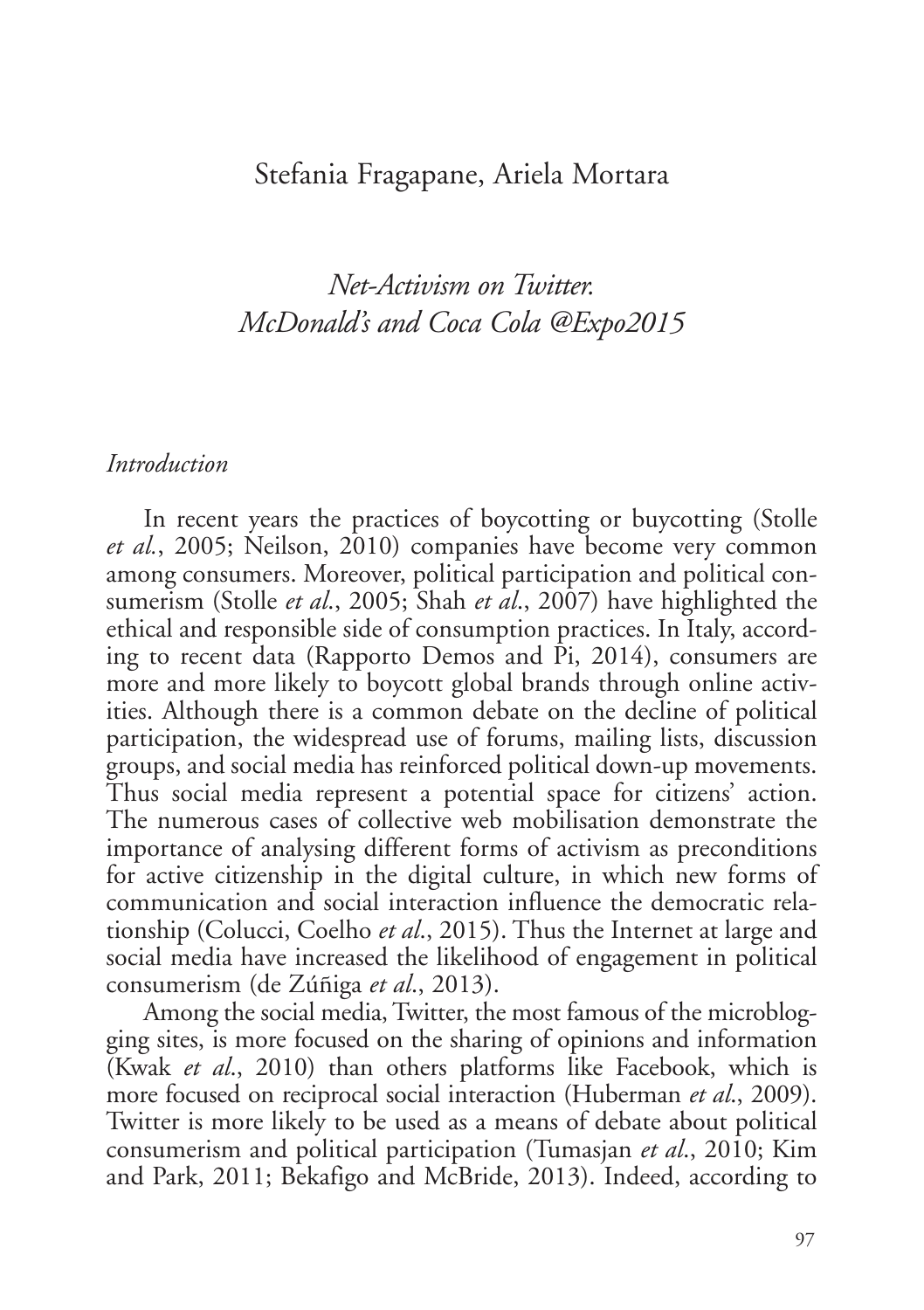Stefania Fragapane, Ariela Mortara

# *Net-Activism on Twitter. McDonald's and Coca Cola @Expo2015*

## *Introduction*

In recent years the practices of boycotting or buycotting (Stolle *et al.*, 2005; Neilson, 2010) companies have become very common among consumers. Moreover, political participation and political consumerism (Stolle *et al.*, 2005; Shah *et al.*, 2007) have highlighted the ethical and responsible side of consumption practices. In Italy, according to recent data (Rapporto Demos and Pi, 2014), consumers are more and more likely to boycott global brands through online activities. Although there is a common debate on the decline of political participation, the widespread use of forums, mailing lists, discussion groups, and social media has reinforced political down-up movements. Thus social media represent a potential space for citizens' action. The numerous cases of collective web mobilisation demonstrate the importance of analysing different forms of activism as preconditions for active citizenship in the digital culture, in which new forms of communication and social interaction influence the democratic relationship (Colucci, Coelho *et al.*, 2015). Thus the Internet at large and social media have increased the likelihood of engagement in political consumerism (de Zúñiga *et al.*, 2013).

Among the social media, Twitter, the most famous of the microblogging sites, is more focused on the sharing of opinions and information (Kwak *et al.*, 2010) than others platforms like Facebook, which is more focused on reciprocal social interaction (Huberman *et al.*, 2009). Twitter is more likely to be used as a means of debate about political consumerism and political participation (Tumasjan *et al.*, 2010; Kim and Park, 2011; Bekafigo and McBride, 2013). Indeed, according to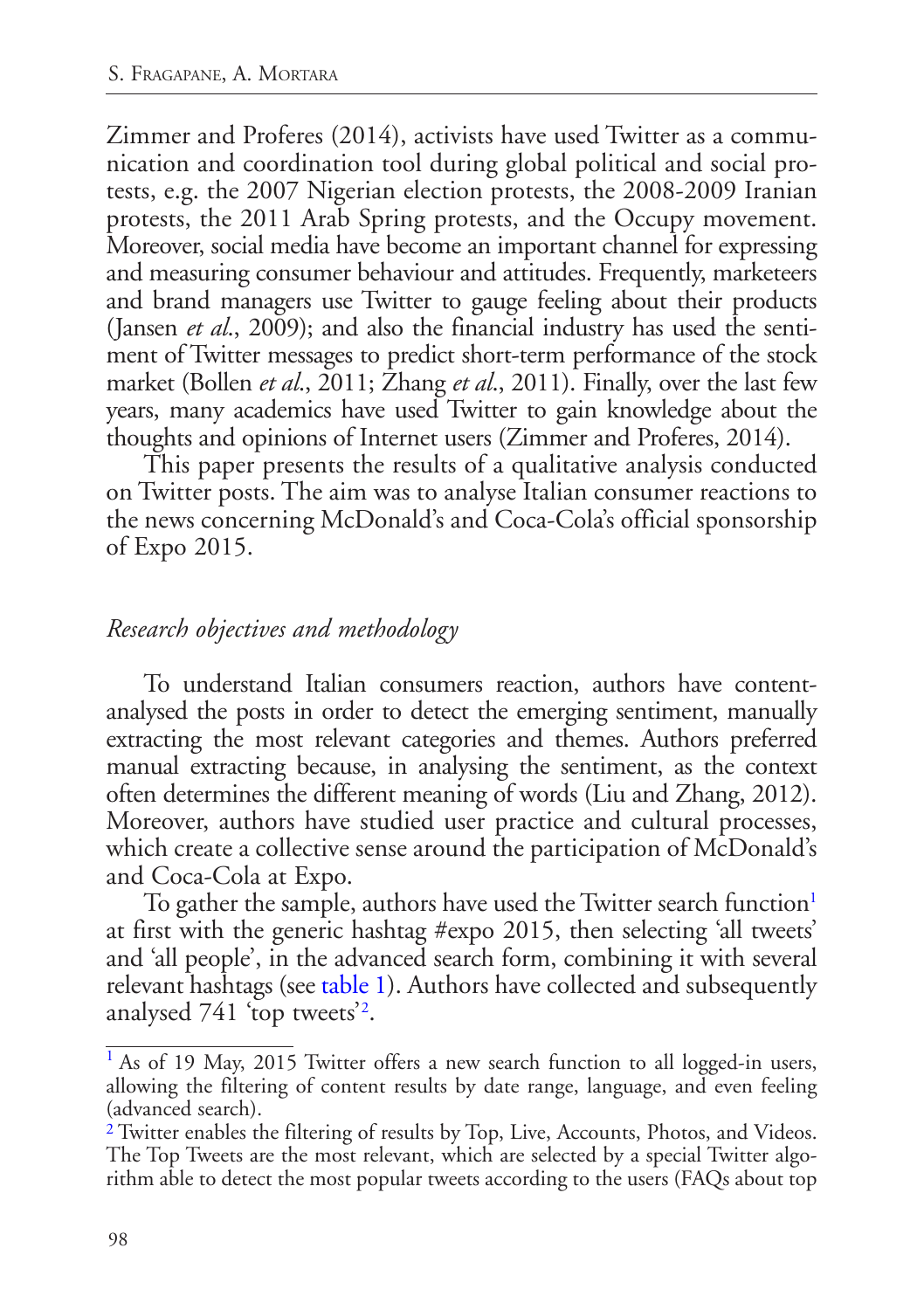Zimmer and Proferes (2014), activists have used Twitter as a communication and coordination tool during global political and social protests, e.g. the 2007 Nigerian election protests, the 2008-2009 Iranian protests, the 2011 Arab Spring protests, and the Occupy movement. Moreover, social media have become an important channel for expressing and measuring consumer behaviour and attitudes. Frequently, marketeers and brand managers use Twitter to gauge feeling about their products (Jansen *et al*., 2009); and also the financial industry has used the sentiment of Twitter messages to predict short-term performance of the stock market (Bollen *et al*., 2011; Zhang *et al*., 2011). Finally, over the last few years, many academics have used Twitter to gain knowledge about the thoughts and opinions of Internet users (Zimmer and Proferes, 2014).

This paper presents the results of a qualitative analysis conducted on Twitter posts. The aim was to analyse Italian consumer reactions to the news concerning McDonald's and Coca-Cola's official sponsorship of Expo 2015.

## *Research objectives and methodology*

To understand Italian consumers reaction, authors have content-analysed the posts in order to detect the emerging sentiment, manually extracting the most relevant categories and themes. Authors preferred manual extracting because, in analysing the sentiment, as the context often determines the different meaning of words (Liu and Zhang, 2012). Moreover, authors have studied user practice and cultural processes, which create a collective sense around the participation of McDonald's and Coca-Cola at Expo.

To gather the sample, authors have used the Twitter search function[1] at first with the generic hashtag #expo 2015, then selecting 'all tweets' and 'all people', in the advanced search form, combining it with several relevant hashtags (see table 1). Authors have collected and subsequently analysed 741 'top tweets'[2].

---

[1] As of 19 May, 2015 Twitter offers a new search function to all logged-in users, allowing the filtering of content results by date range, language, and even feeling (advanced search).

[2] Twitter enables the filtering of results by Top, Live, Accounts, Photos, and Videos. The Top Tweets are the most relevant, which are selected by a special Twitter algorithm able to detect the most popular tweets according to the users (FAQs about top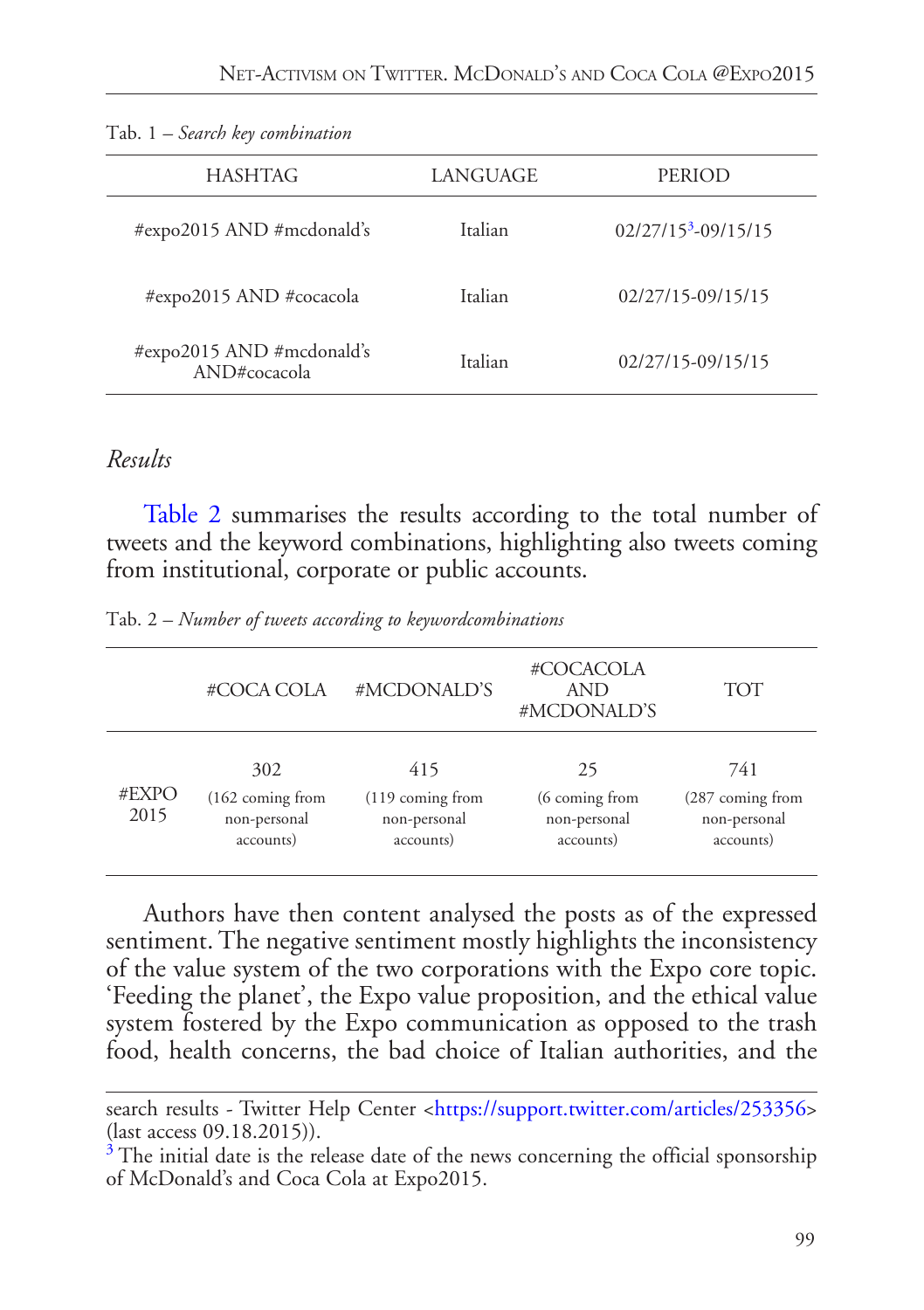Tab. 1 – *Search key combination*

| HASHTAG | LANGUAGE | PERIOD |
|---|---|---|
| #expo2015 AND #mcdonald's | Italian | 02/27/15[3]-09/15/15 |
| #expo2015 AND #cocacola | Italian | 02/27/15-09/15/15 |
| #expo2015 AND #mcdonald's AND#cocacola | Italian | 02/27/15-09/15/15 |

## *Results*

Table 2 summarises the results according to the total number of tweets and the keyword combinations, highlighting also tweets coming from institutional, corporate or public accounts.

Tab. 2 – *Number of tweets according to keywordcombinations*

| | #COCA COLA | #MCDONALD'S | #COCACOLA AND #MCDONALD'S | TOT |
|---|---|---|---|---|
| #EXPO 2015 | 302 (162 coming from non-personal accounts) | 415 (119 coming from non-personal accounts) | 25 (6 coming from non-personal accounts) | 741 (287 coming from non-personal accounts) |

Authors have then content analysed the posts as of the expressed sentiment. The negative sentiment mostly highlights the inconsistency of the value system of the two corporations with the Expo core topic. 'Feeding the planet', the Expo value proposition, and the ethical value system fostered by the Expo communication as opposed to the trash food, health concerns, the bad choice of Italian authorities, and the

---

search results - Twitter Help Center <https://support.twitter.com/articles/253356> (last access 09.18.2015)).

[3] The initial date is the release date of the news concerning the official sponsorship of McDonald's and Coca Cola at Expo2015.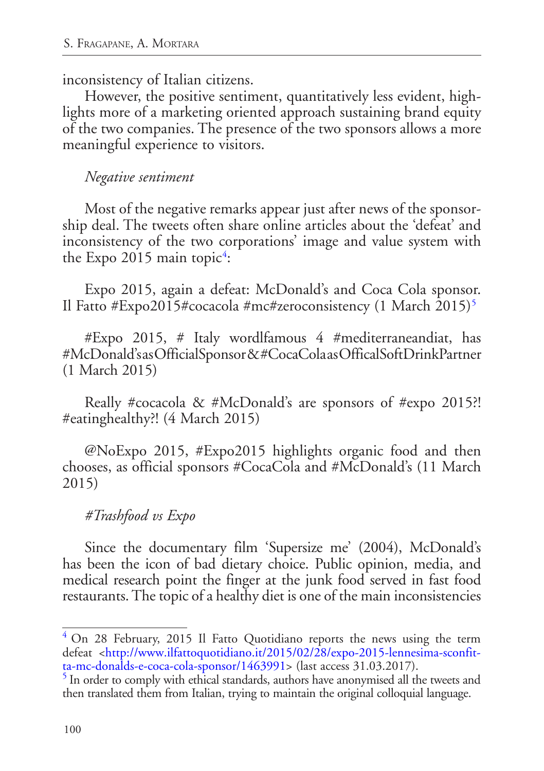inconsistency of Italian citizens.

However, the positive sentiment, quantitatively less evident, highlights more of a marketing oriented approach sustaining brand equity of the two companies. The presence of the two sponsors allows a more meaningful experience to visitors.

*Negative sentiment*

Most of the negative remarks appear just after news of the sponsorship deal. The tweets often share online articles about the 'defeat' and inconsistency of the two corporations' image and value system with the Expo 2015 main topic[4]:

Expo 2015, again a defeat: McDonald's and Coca Cola sponsor. Il Fatto #Expo2015#cocacola #mc#zeroconsistency (1 March 2015)[5]

#Expo 2015, # Italy wordlfamous 4 #mediterraneandiat, has #McDonald'sasOfficialSponsor&#CocaColaasOfficalSoftDrinkPartner (1 March 2015)

Really #cocacola & #McDonald's are sponsors of #expo 2015?! #eatinghealthy?! (4 March 2015)

@NoExpo 2015, #Expo2015 highlights organic food and then chooses, as official sponsors #CocaCola and #McDonald's (11 March 2015)

*#Trashfood vs Expo*

Since the documentary film 'Supersize me' (2004), McDonald's has been the icon of bad dietary choice. Public opinion, media, and medical research point the finger at the junk food served in fast food restaurants. The topic of a healthy diet is one of the main inconsistencies

---

[4] On 28 February, 2015 Il Fatto Quotidiano reports the news using the term defeat <http://www.ilfattoquotidiano.it/2015/02/28/expo-2015-lennesima-sconfitta-mc-donalds-e-coca-cola-sponsor/1463991> (last access 31.03.2017).

[5] In order to comply with ethical standards, authors have anonymised all the tweets and then translated them from Italian, trying to maintain the original colloquial language.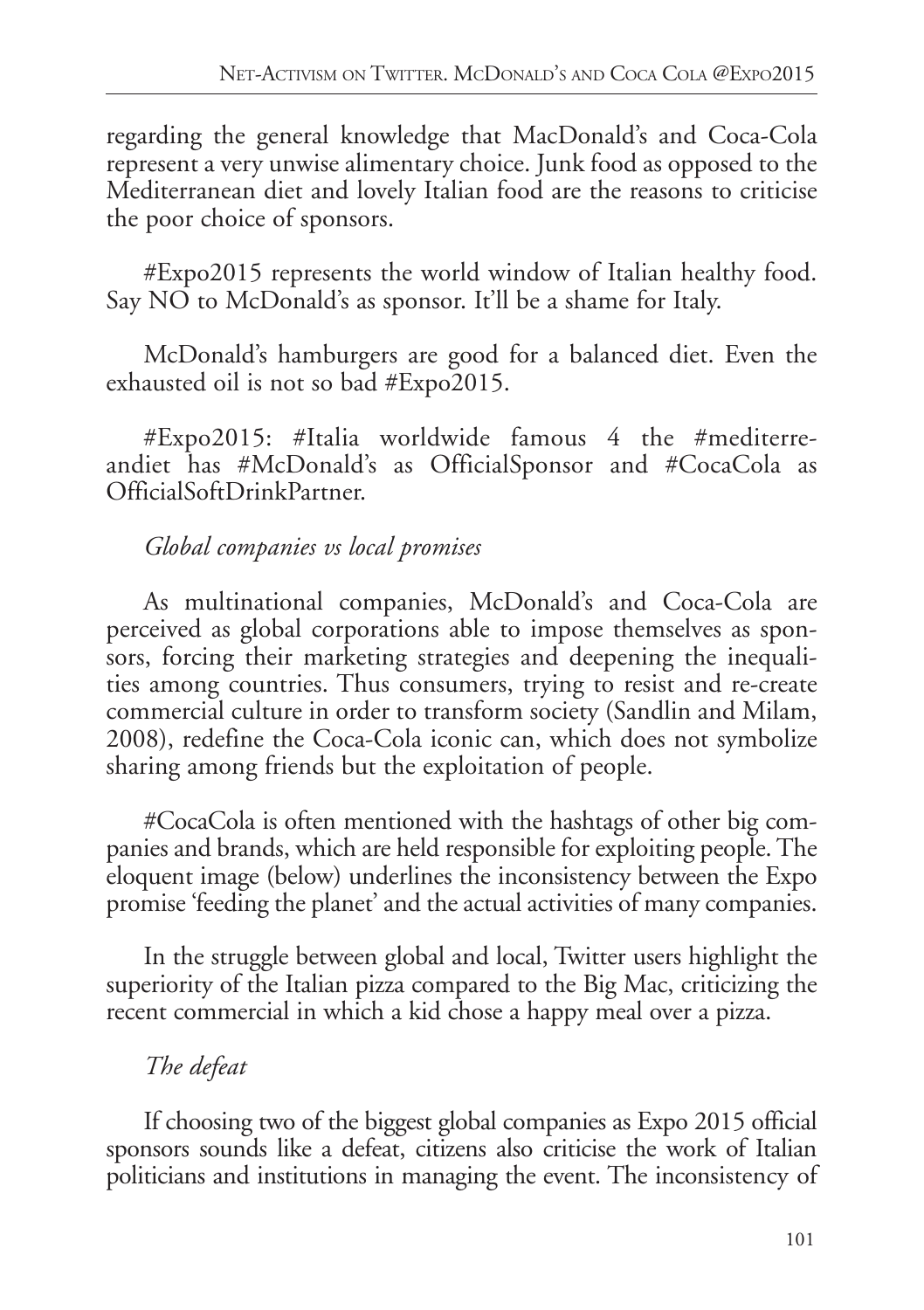regarding the general knowledge that MacDonald's and Coca-Cola represent a very unwise alimentary choice. Junk food as opposed to the Mediterranean diet and lovely Italian food are the reasons to criticise the poor choice of sponsors.

#Expo2015 represents the world window of Italian healthy food. Say NO to McDonald's as sponsor. It'll be a shame for Italy.

McDonald's hamburgers are good for a balanced diet. Even the exhausted oil is not so bad #Expo2015.

#Expo2015: #Italia worldwide famous 4 the #mediterreandiet has #McDonald's as OfficialSponsor and #CocaCola as OfficialSoftDrinkPartner.

*Global companies vs local promises*

As multinational companies, McDonald's and Coca-Cola are perceived as global corporations able to impose themselves as sponsors, forcing their marketing strategies and deepening the inequalities among countries. Thus consumers, trying to resist and re-create commercial culture in order to transform society (Sandlin and Milam, 2008), redefine the Coca-Cola iconic can, which does not symbolize sharing among friends but the exploitation of people.

#CocaCola is often mentioned with the hashtags of other big companies and brands, which are held responsible for exploiting people. The eloquent image (below) underlines the inconsistency between the Expo promise 'feeding the planet' and the actual activities of many companies.

In the struggle between global and local, Twitter users highlight the superiority of the Italian pizza compared to the Big Mac, criticizing the recent commercial in which a kid chose a happy meal over a pizza.

*The defeat*

If choosing two of the biggest global companies as Expo 2015 official sponsors sounds like a defeat, citizens also criticise the work of Italian politicians and institutions in managing the event. The inconsistency of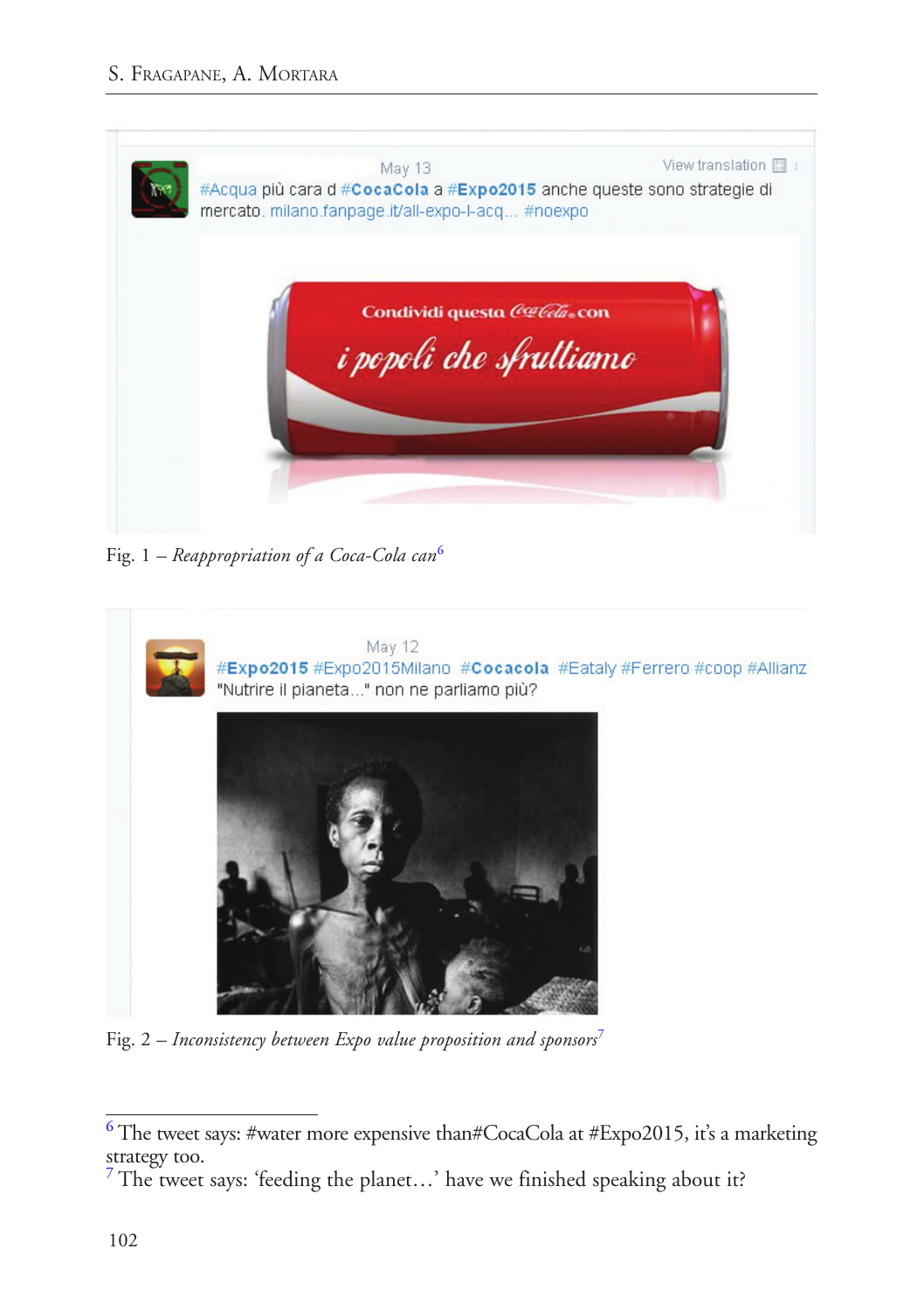Fig. 1 – *Reappropriation of a Coca-Cola can*[6]

Fig. 2 – *Inconsistency between Expo value proposition and sponsors*[7]

---

[6] The tweet says: #water more expensive than#CocaCola at #Expo2015, it's a marketing strategy too.

[7] The tweet says: 'feeding the planet…' have we finished speaking about it?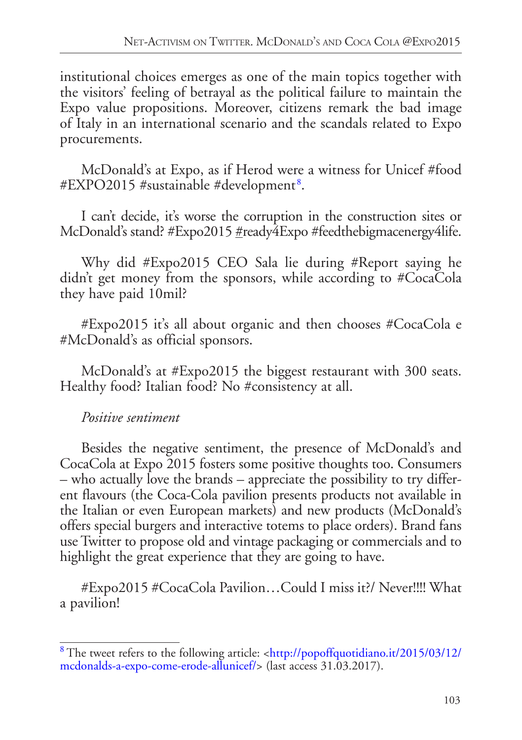institutional choices emerges as one of the main topics together with the visitors' feeling of betrayal as the political failure to maintain the Expo value propositions. Moreover, citizens remark the bad image of Italy in an international scenario and the scandals related to Expo procurements.

McDonald's at Expo, as if Herod were a witness for Unicef #food #EXPO2015 #sustainable #development[8].

I can't decide, it's worse the corruption in the construction sites or McDonald's stand? #Expo2015 #ready4Expo #feedthebigmacenergy4life.

Why did #Expo2015 CEO Sala lie during #Report saying he didn't get money from the sponsors, while according to #CocaCola they have paid 10mil?

#Expo2015 it's all about organic and then chooses #CocaCola e #McDonald's as official sponsors.

McDonald's at #Expo2015 the biggest restaurant with 300 seats. Healthy food? Italian food? No #consistency at all.

*Positive sentiment*

Besides the negative sentiment, the presence of McDonald's and CocaCola at Expo 2015 fosters some positive thoughts too. Consumers – who actually love the brands – appreciate the possibility to try different flavours (the Coca-Cola pavilion presents products not available in the Italian or even European markets) and new products (McDonald's offers special burgers and interactive totems to place orders). Brand fans use Twitter to propose old and vintage packaging or commercials and to highlight the great experience that they are going to have.

#Expo2015 #CocaCola Pavilion…Could I miss it?/ Never!!!! What a pavilion!

---

[8] The tweet refers to the following article: <http://popoffquotidiano.it/2015/03/12/mcdonalds-a-expo-come-erode-allunicef/> (last access 31.03.2017).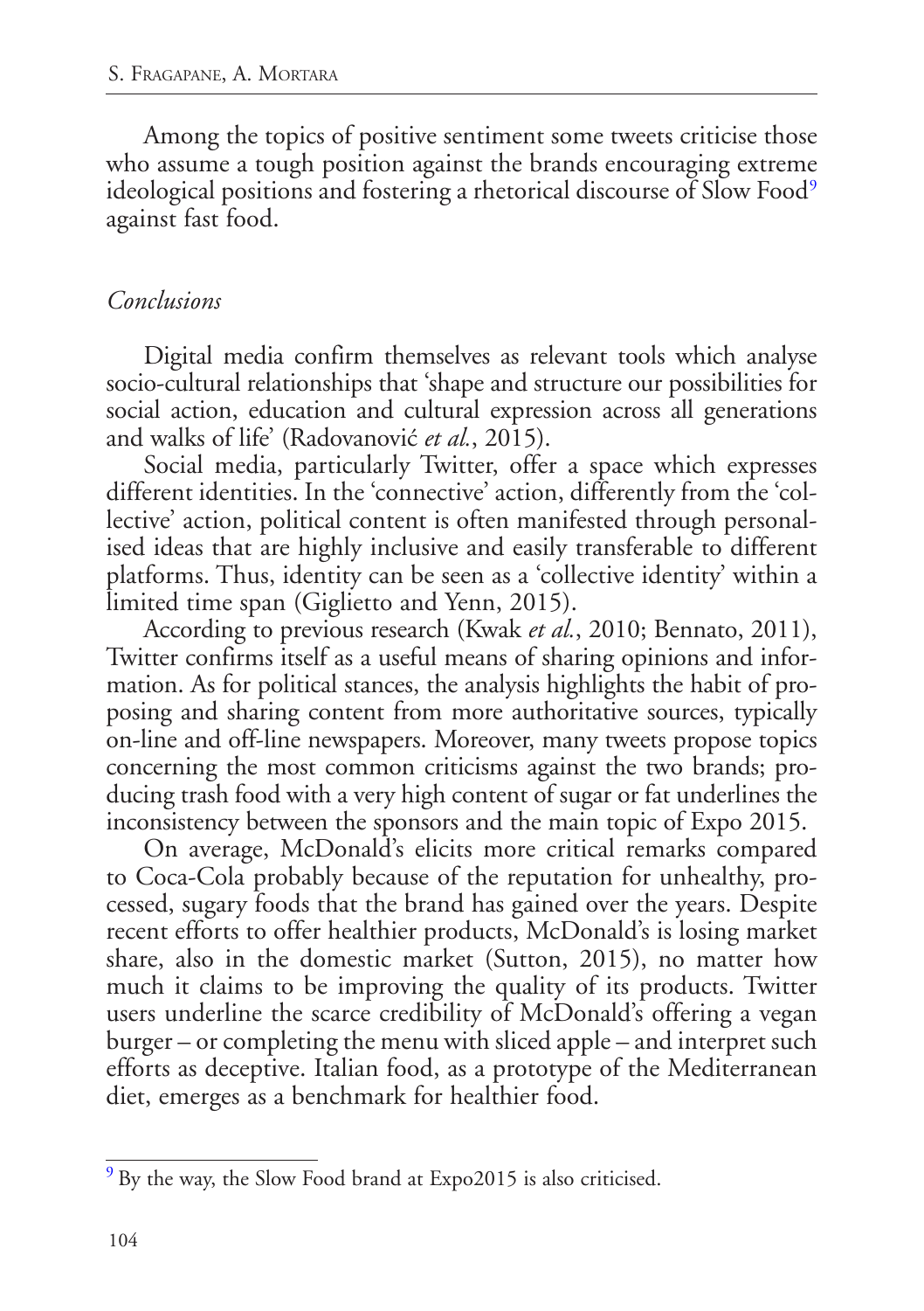Among the topics of positive sentiment some tweets criticise those who assume a tough position against the brands encouraging extreme ideological positions and fostering a rhetorical discourse of Slow Food[9] against fast food.

## *Conclusions*

Digital media confirm themselves as relevant tools which analyse socio-cultural relationships that 'shape and structure our possibilities for social action, education and cultural expression across all generations and walks of life' (Radovanović *et al.*, 2015).

Social media, particularly Twitter, offer a space which expresses different identities. In the 'connective' action, differently from the 'collective' action, political content is often manifested through personalised ideas that are highly inclusive and easily transferable to different platforms. Thus, identity can be seen as a 'collective identity' within a limited time span (Giglietto and Yenn, 2015).

According to previous research (Kwak *et al.*, 2010; Bennato, 2011), Twitter confirms itself as a useful means of sharing opinions and information. As for political stances, the analysis highlights the habit of proposing and sharing content from more authoritative sources, typically on-line and off-line newspapers. Moreover, many tweets propose topics concerning the most common criticisms against the two brands; producing trash food with a very high content of sugar or fat underlines the inconsistency between the sponsors and the main topic of Expo 2015.

On average, McDonald's elicits more critical remarks compared to Coca-Cola probably because of the reputation for unhealthy, processed, sugary foods that the brand has gained over the years. Despite recent efforts to offer healthier products, McDonald's is losing market share, also in the domestic market (Sutton, 2015), no matter how much it claims to be improving the quality of its products. Twitter users underline the scarce credibility of McDonald's offering a vegan burger – or completing the menu with sliced apple – and interpret such efforts as deceptive. Italian food, as a prototype of the Mediterranean diet, emerges as a benchmark for healthier food.

---

[9] By the way, the Slow Food brand at Expo2015 is also criticised.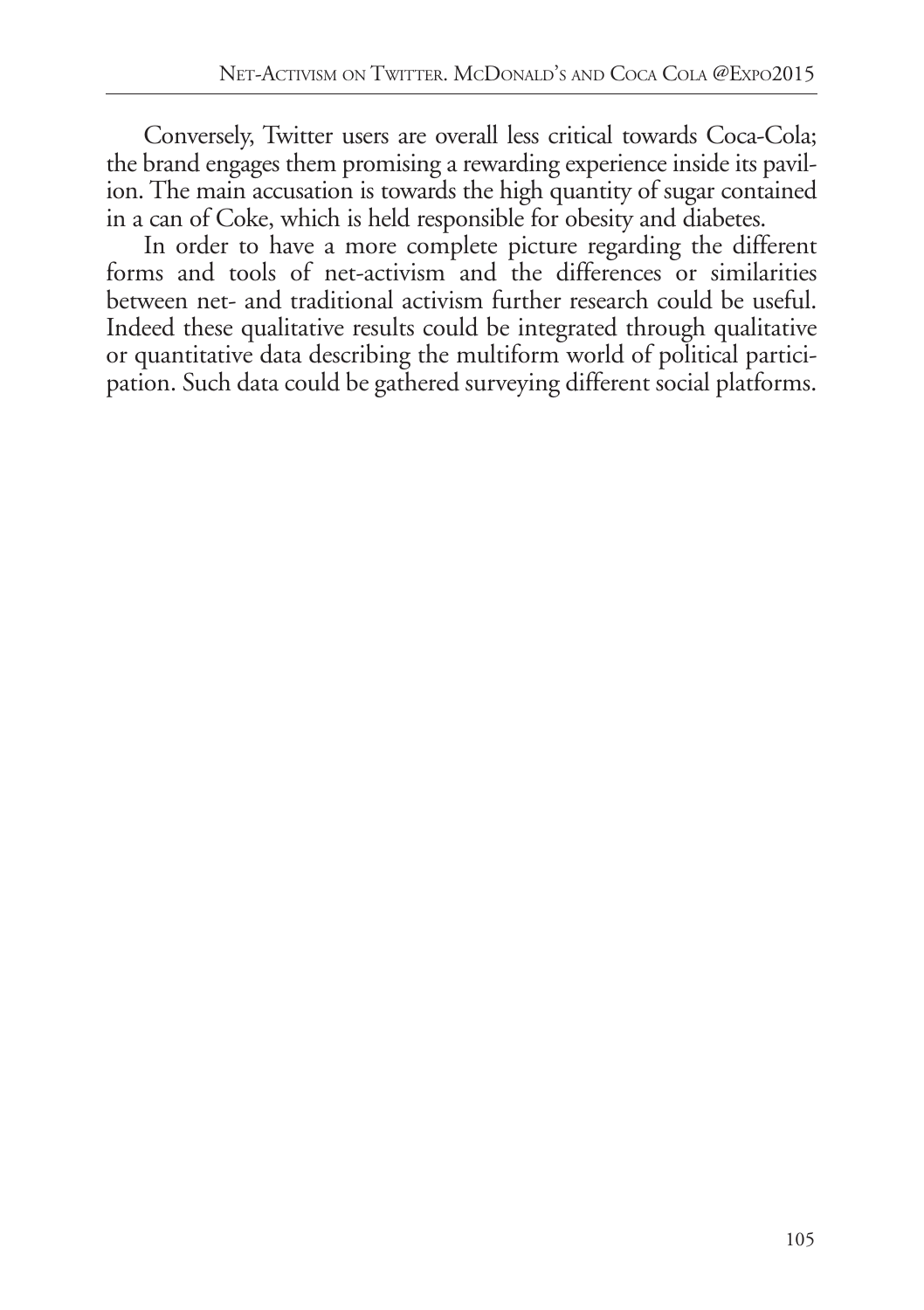Conversely, Twitter users are overall less critical towards Coca-Cola; the brand engages them promising a rewarding experience inside its pavilion. The main accusation is towards the high quantity of sugar contained in a can of Coke, which is held responsible for obesity and diabetes.

In order to have a more complete picture regarding the different forms and tools of net-activism and the differences or similarities between net- and traditional activism further research could be useful. Indeed these qualitative results could be integrated through qualitative or quantitative data describing the multiform world of political participation. Such data could be gathered surveying different social platforms.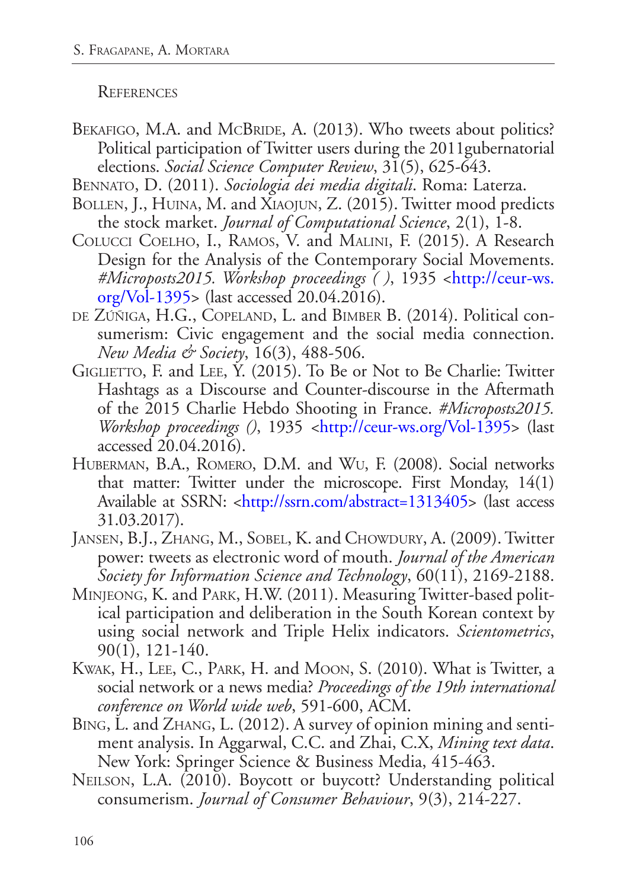## References

Bekafigo, M.A. and McBride, A. (2013). Who tweets about politics? Political participation of Twitter users during the 2011gubernatorial elections. *Social Science Computer Review*, 31(5), 625-643.

Bennato, D. (2011). *Sociologia dei media digitali*. Roma: Laterza.

Bollen, J., Huina, M. and Xiaojun, Z. (2015). Twitter mood predicts the stock market. *Journal of Computational Science*, 2(1), 1-8.

Colucci Coelho, I., Ramos, V. and Malini, F. (2015). A Research Design for the Analysis of the Contemporary Social Movements. *#Microposts2015. Workshop proceedings ( )*, 1935 <http://ceur-ws.org/Vol-1395> (last accessed 20.04.2016).

de Zúñiga, H.G., Copeland, L. and Bimber B. (2014). Political consumerism: Civic engagement and the social media connection. *New Media & Society*, 16(3), 488-506.

Giglietto, F. and Lee, Y. (2015). To Be or Not to Be Charlie: Twitter Hashtags as a Discourse and Counter-discourse in the Aftermath of the 2015 Charlie Hebdo Shooting in France. *#Microposts2015. Workshop proceedings ()*, 1935 <http://ceur-ws.org/Vol-1395> (last accessed 20.04.2016).

Huberman, B.A., Romero, D.M. and Wu, F. (2008). Social networks that matter: Twitter under the microscope. First Monday, 14(1) Available at SSRN: <http://ssrn.com/abstract=1313405> (last access 31.03.2017).

Jansen, B.J., Zhang, M., Sobel, K. and Chowdury, A. (2009). Twitter power: tweets as electronic word of mouth. *Journal of the American Society for Information Science and Technology*, 60(11), 2169-2188.

Minjeong, K. and Park, H.W. (2011). Measuring Twitter-based political participation and deliberation in the South Korean context by using social network and Triple Helix indicators. *Scientometrics*, 90(1), 121-140.

Kwak, H., Lee, C., Park, H. and Moon, S. (2010). What is Twitter, a social network or a news media? *Proceedings of the 19th international conference on World wide web*, 591-600, ACM.

Bing, L. and Zhang, L. (2012). A survey of opinion mining and sentiment analysis. In Aggarwal, C.C. and Zhai, C.X, *Mining text data*. New York: Springer Science & Business Media, 415-463.

Neilson, L.A. (2010). Boycott or buycott? Understanding political consumerism. *Journal of Consumer Behaviour*, 9(3), 214-227.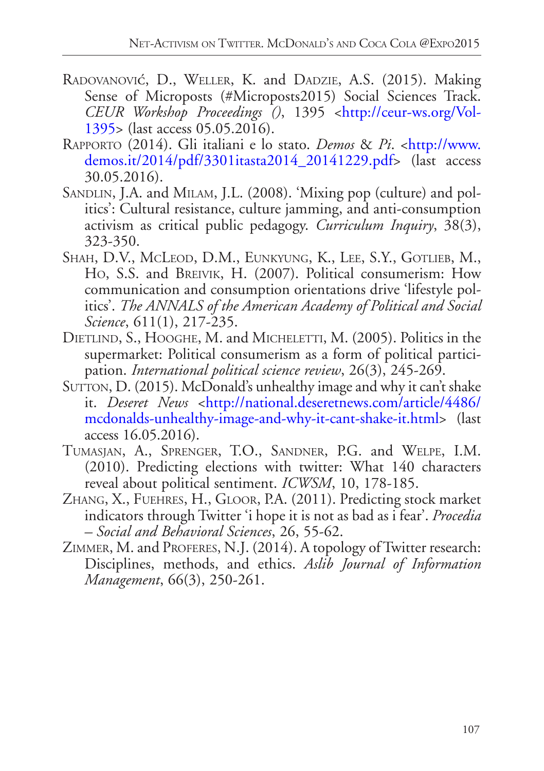Radovanović, D., Weller, K. and Dadzie, A.S. (2015). Making Sense of Microposts (#Microposts2015) Social Sciences Track. *CEUR Workshop Proceedings ()*, 1395 <http://ceur-ws.org/Vol-1395> (last access 05.05.2016).

Rapporto (2014). Gli italiani e lo stato. *Demos* & *Pi*. <http://www.demos.it/2014/pdf/3301itasta2014_20141229.pdf> (last access 30.05.2016).

Sandlin, J.A. and Milam, J.L. (2008). 'Mixing pop (culture) and politics': Cultural resistance, culture jamming, and anti-consumption activism as critical public pedagogy. *Curriculum Inquiry*, 38(3), 323-350.

Shah, D.V., McLeod, D.M., Eunkyung, K., Lee, S.Y., Gotlieb, M., Ho, S.S. and Breivik, H. (2007). Political consumerism: How communication and consumption orientations drive 'lifestyle politics'. *The ANNALS of the American Academy of Political and Social Science*, 611(1), 217-235.

Dietlind, S., Hooghe, M. and Micheletti, M. (2005). Politics in the supermarket: Political consumerism as a form of political participation. *International political science review*, 26(3), 245-269.

Sutton, D. (2015). McDonald's unhealthy image and why it can't shake it. *Deseret News* <http://national.deseretnews.com/article/4486/mcdonalds-unhealthy-image-and-why-it-cant-shake-it.html> (last access 16.05.2016).

Tumasjan, A., Sprenger, T.O., Sandner, P.G. and Welpe, I.M. (2010). Predicting elections with twitter: What 140 characters reveal about political sentiment. *ICWSM*, 10, 178-185.

Zhang, X., Fuehres, H., Gloor, P.A. (2011). Predicting stock market indicators through Twitter 'i hope it is not as bad as i fear'. *Procedia – Social and Behavioral Sciences*, 26, 55-62.

Zimmer, M. and Proferes, N.J. (2014). A topology of Twitter research: Disciplines, methods, and ethics. *Aslib Journal of Information Management*, 66(3), 250-261.